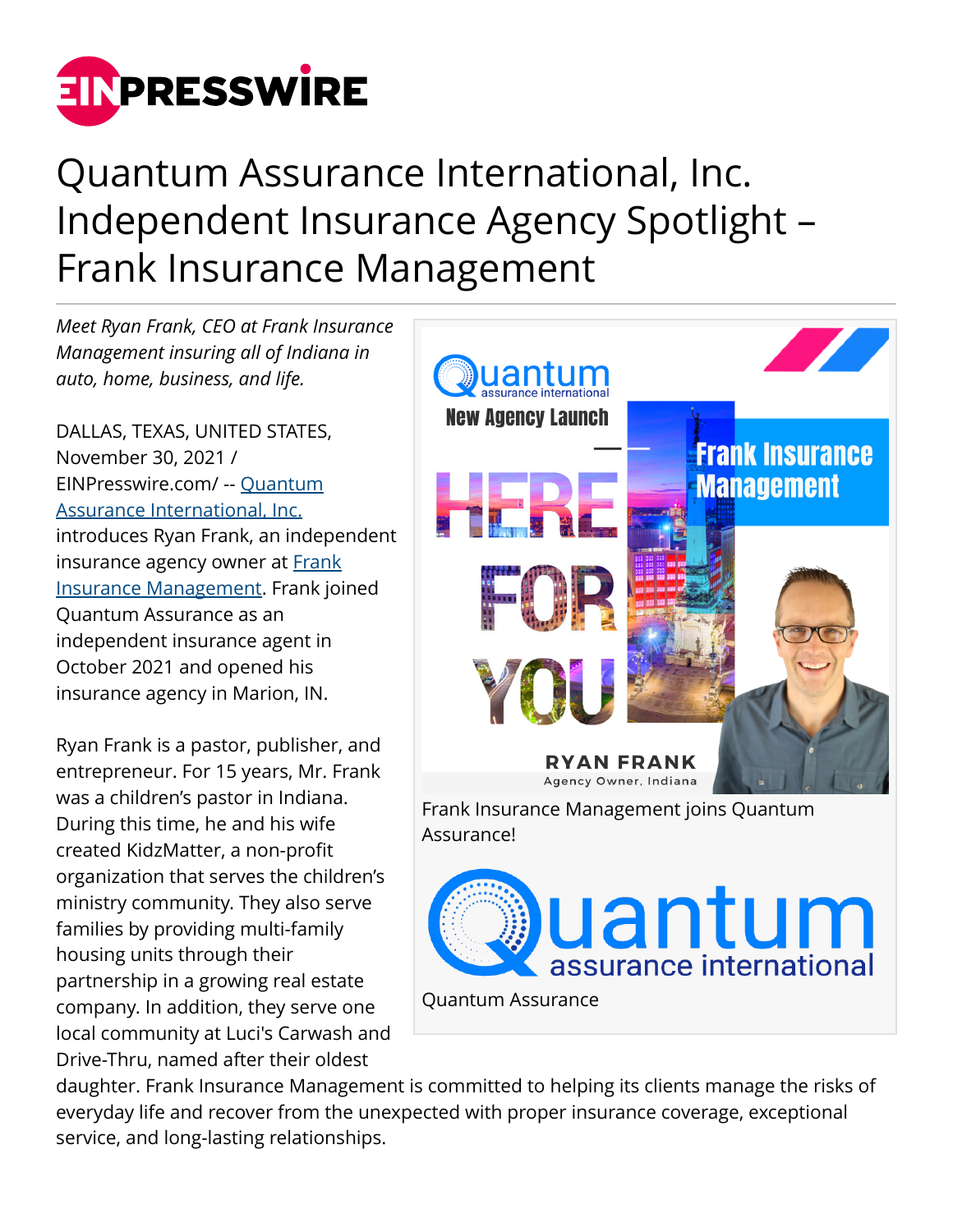# Quantum Assurance International, Inc. Independent Insurance Agency Spotlight – Frank Insurance Management

*Meet Ryan Frank, CEO at Frank Insurance Management insuring all of Indiana in auto, home, business, and life.*

DALLAS, TEXAS, UNITED STATES, November 30, 2021 / EINPresswire.com/ -- Quantum Assurance International, Inc. introduces Ryan Frank, an independent insurance agency owner at Frank Insurance Management. Frank joined Quantum Assurance as an independent insurance agent in October 2021 and opened his insurance agency in Marion, IN.

Frank Insurance Management joins Quantum Assurance!

Quantum Assurance

Ryan Frank is a pastor, publisher, and entrepreneur. For 15 years, Mr. Frank was a children's pastor in Indiana. During this time, he and his wife created KidzMatter, a non-profit organization that serves the children's ministry community. They also serve families by providing multi-family housing units through their partnership in a growing real estate company. In addition, they serve one local community at Luci's Carwash and Drive-Thru, named after their oldest daughter. Frank Insurance Management is committed to helping its clients manage the risks of everyday life and recover from the unexpected with proper insurance coverage, exceptional service, and long-lasting relationships.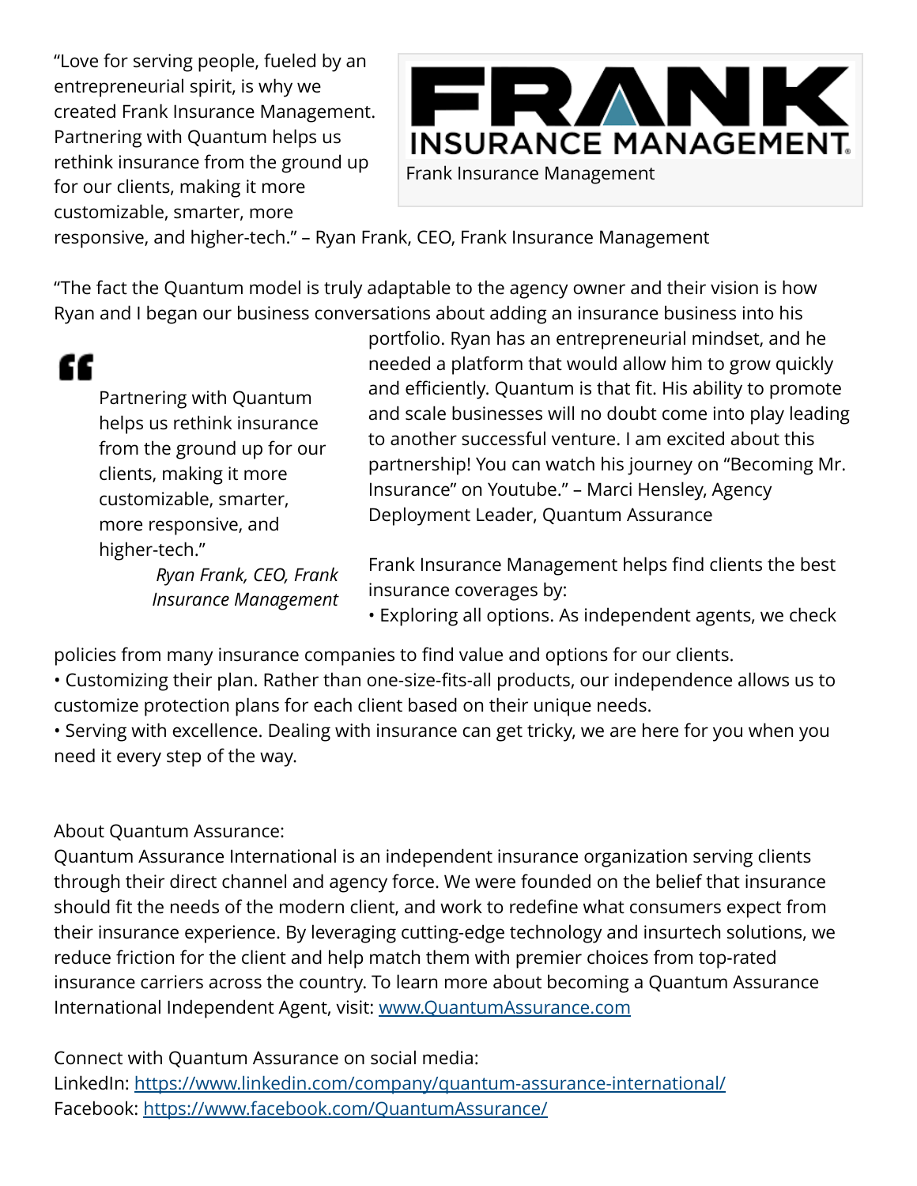"Love for serving people, fueled by an entrepreneurial spirit, is why we created Frank Insurance Management. Partnering with Quantum helps us rethink insurance from the ground up for our clients, making it more customizable, smarter, more responsive, and higher-tech." – Ryan Frank, CEO, Frank Insurance Management

Frank Insurance Management

"The fact the Quantum model is truly adaptable to the agency owner and their vision is how Ryan and I began our business conversations about adding an insurance business into his portfolio. Ryan has an entrepreneurial mindset, and he needed a platform that would allow him to grow quickly and efficiently. Quantum is that fit. His ability to promote and scale businesses will no doubt come into play leading to another successful venture. I am excited about this partnership! You can watch his journey on "Becoming Mr. Insurance" on Youtube." – Marci Hensley, Agency Deployment Leader, Quantum Assurance

> Partnering with Quantum helps us rethink insurance from the ground up for our clients, making it more customizable, smarter, more responsive, and higher-tech."
>
> *Ryan Frank, CEO, Frank Insurance Management*

Frank Insurance Management helps find clients the best insurance coverages by:

- Exploring all options. As independent agents, we check policies from many insurance companies to find value and options for our clients.
- Customizing their plan. Rather than one-size-fits-all products, our independence allows us to customize protection plans for each client based on their unique needs.
- Serving with excellence. Dealing with insurance can get tricky, we are here for you when you need it every step of the way.

About Quantum Assurance:

Quantum Assurance International is an independent insurance organization serving clients through their direct channel and agency force. We were founded on the belief that insurance should fit the needs of the modern client, and work to redefine what consumers expect from their insurance experience. By leveraging cutting-edge technology and insurtech solutions, we reduce friction for the client and help match them with premier choices from top-rated insurance carriers across the country. To learn more about becoming a Quantum Assurance International Independent Agent, visit: [www.QuantumAssurance.com](www.QuantumAssurance.com)

Connect with Quantum Assurance on social media:
LinkedIn: https://www.linkedin.com/company/quantum-assurance-international/
Facebook: https://www.facebook.com/QuantumAssurance/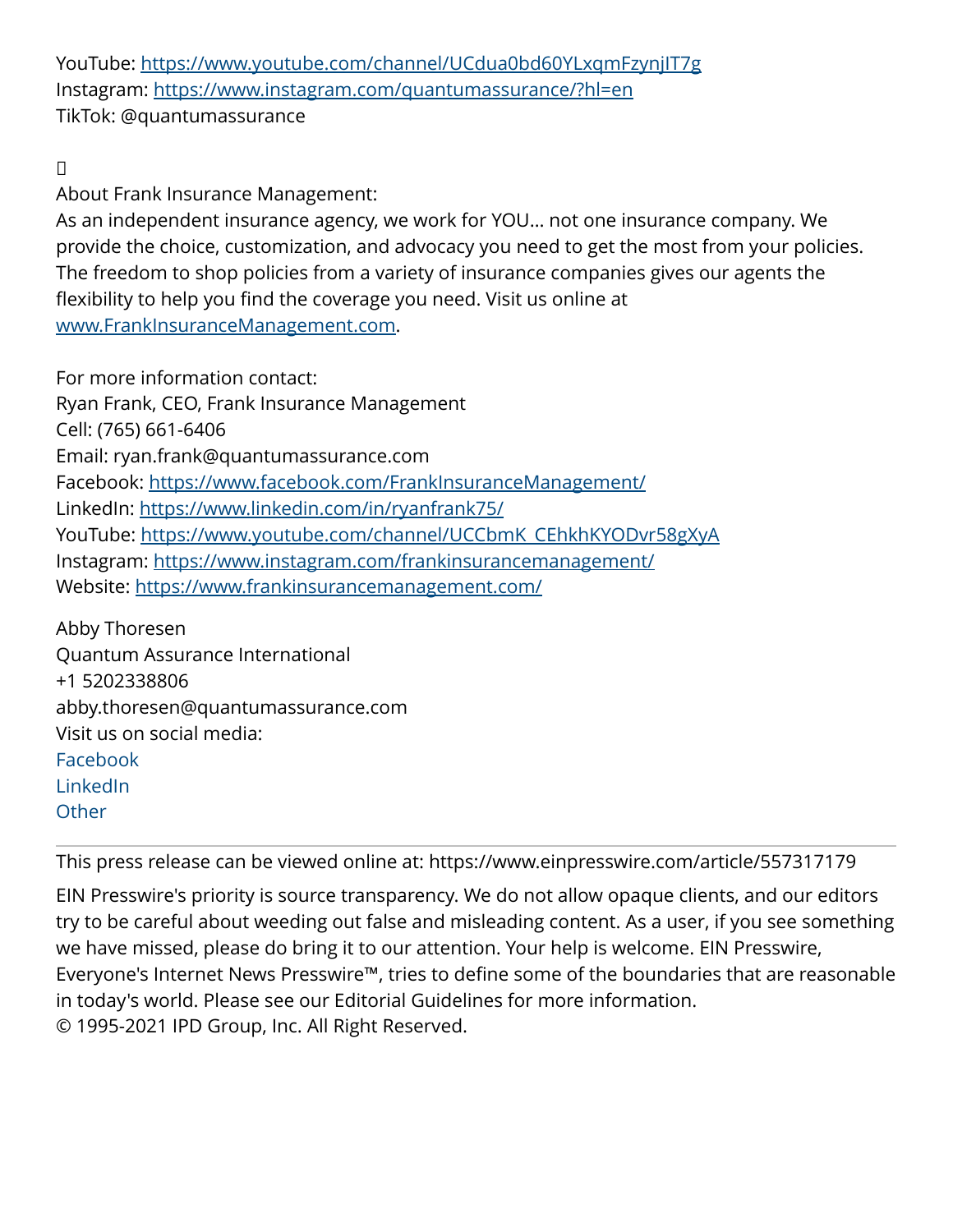YouTube: https://www.youtube.com/channel/UCdua0bd60YLxqmFzynjIT7g
Instagram: https://www.instagram.com/quantumassurance/?hl=en
TikTok: @quantumassurance

About Frank Insurance Management:
As an independent insurance agency, we work for YOU... not one insurance company. We provide the choice, customization, and advocacy you need to get the most from your policies. The freedom to shop policies from a variety of insurance companies gives our agents the flexibility to help you find the coverage you need. Visit us online at www.FrankInsuranceManagement.com.

For more information contact:
Ryan Frank, CEO, Frank Insurance Management
Cell: (765) 661-6406
Email: ryan.frank@quantumassurance.com
Facebook: https://www.facebook.com/FrankInsuranceManagement/
LinkedIn: https://www.linkedin.com/in/ryanfrank75/
YouTube: https://www.youtube.com/channel/UCCbmK_CEhkhKYODvr58gXyA
Instagram: https://www.instagram.com/frankinsurancemanagement/
Website: https://www.frankinsurancemanagement.com/

Abby Thoresen
Quantum Assurance International
+1 5202338806
abby.thoresen@quantumassurance.com
Visit us on social media:
Facebook
LinkedIn
Other

---

This press release can be viewed online at: https://www.einpresswire.com/article/557317179

EIN Presswire's priority is source transparency. We do not allow opaque clients, and our editors try to be careful about weeding out false and misleading content. As a user, if you see something we have missed, please do bring it to our attention. Your help is welcome. EIN Presswire, Everyone's Internet News Presswire™, tries to define some of the boundaries that are reasonable in today's world. Please see our Editorial Guidelines for more information.
© 1995-2021 IPD Group, Inc. All Right Reserved.